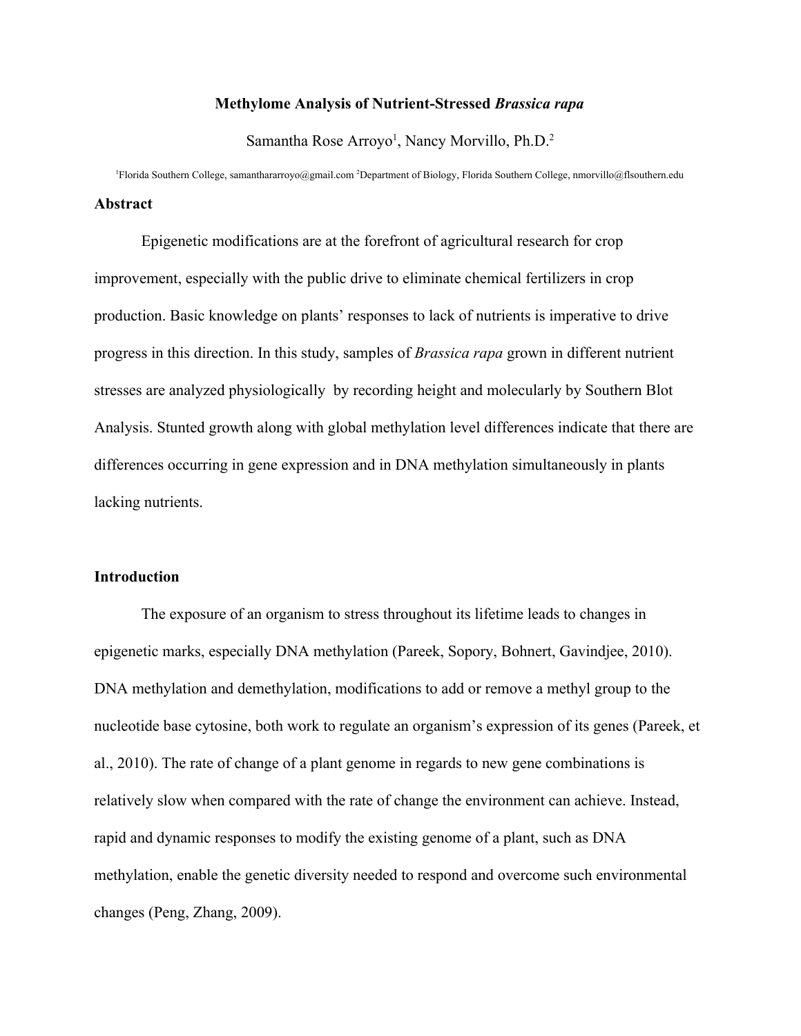# Methylome Analysis of Nutrient-Stressed *Brassica rapa*

Samantha Rose Arroyo[1], Nancy Morvillo, Ph.D.[2]

[1]Florida Southern College, samanthararroyo@gmail.com [2]Department of Biology, Florida Southern College, nmorvillo@flsouthern.edu

## Abstract

Epigenetic modifications are at the forefront of agricultural research for crop improvement, especially with the public drive to eliminate chemical fertilizers in crop production. Basic knowledge on plants' responses to lack of nutrients is imperative to drive progress in this direction. In this study, samples of *Brassica rapa* grown in different nutrient stresses are analyzed physiologically by recording height and molecularly by Southern Blot Analysis. Stunted growth along with global methylation level differences indicate that there are differences occurring in gene expression and in DNA methylation simultaneously in plants lacking nutrients.

## Introduction

The exposure of an organism to stress throughout its lifetime leads to changes in epigenetic marks, especially DNA methylation (Pareek, Sopory, Bohnert, Gavindjee, 2010). DNA methylation and demethylation, modifications to add or remove a methyl group to the nucleotide base cytosine, both work to regulate an organism's expression of its genes (Pareek, et al., 2010). The rate of change of a plant genome in regards to new gene combinations is relatively slow when compared with the rate of change the environment can achieve. Instead, rapid and dynamic responses to modify the existing genome of a plant, such as DNA methylation, enable the genetic diversity needed to respond and overcome such environmental changes (Peng, Zhang, 2009).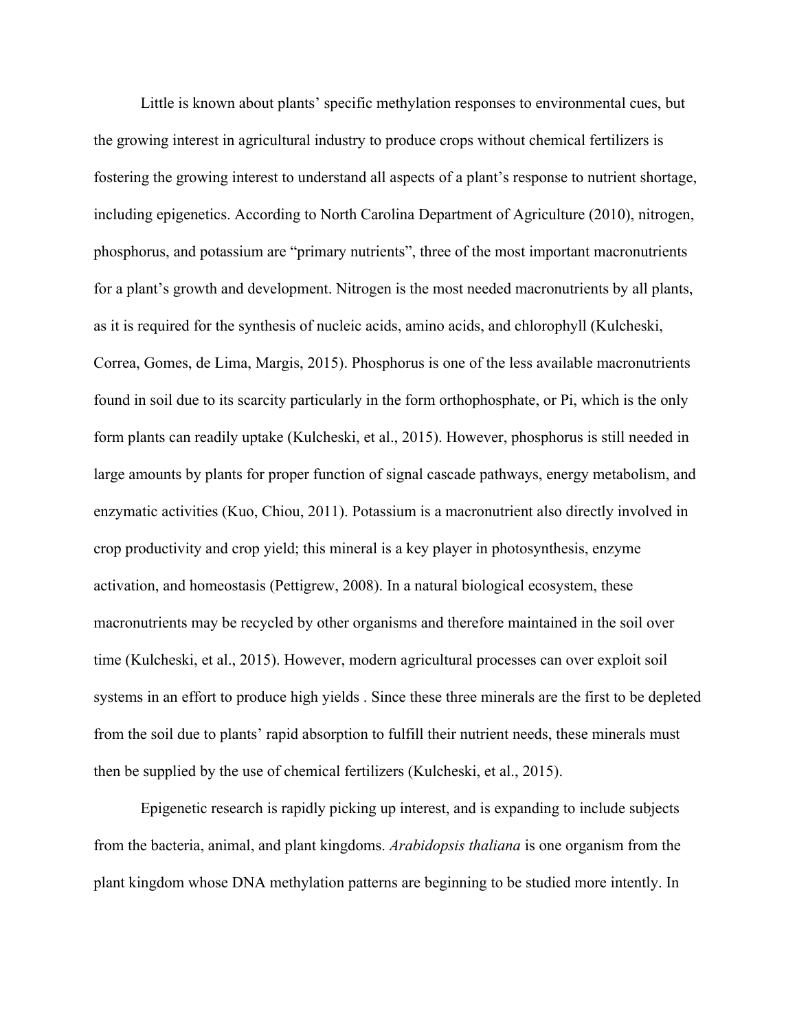Little is known about plants' specific methylation responses to environmental cues, but the growing interest in agricultural industry to produce crops without chemical fertilizers is fostering the growing interest to understand all aspects of a plant's response to nutrient shortage, including epigenetics. According to North Carolina Department of Agriculture (2010), nitrogen, phosphorus, and potassium are "primary nutrients", three of the most important macronutrients for a plant's growth and development. Nitrogen is the most needed macronutrients by all plants, as it is required for the synthesis of nucleic acids, amino acids, and chlorophyll (Kulcheski, Correa, Gomes, de Lima, Margis, 2015). Phosphorus is one of the less available macronutrients found in soil due to its scarcity particularly in the form orthophosphate, or Pi, which is the only form plants can readily uptake (Kulcheski, et al., 2015). However, phosphorus is still needed in large amounts by plants for proper function of signal cascade pathways, energy metabolism, and enzymatic activities (Kuo, Chiou, 2011). Potassium is a macronutrient also directly involved in crop productivity and crop yield; this mineral is a key player in photosynthesis, enzyme activation, and homeostasis (Pettigrew, 2008). In a natural biological ecosystem, these macronutrients may be recycled by other organisms and therefore maintained in the soil over time (Kulcheski, et al., 2015). However, modern agricultural processes can over exploit soil systems in an effort to produce high yields . Since these three minerals are the first to be depleted from the soil due to plants' rapid absorption to fulfill their nutrient needs, these minerals must then be supplied by the use of chemical fertilizers (Kulcheski, et al., 2015).

Epigenetic research is rapidly picking up interest, and is expanding to include subjects from the bacteria, animal, and plant kingdoms. *Arabidopsis thaliana* is one organism from the plant kingdom whose DNA methylation patterns are beginning to be studied more intently. In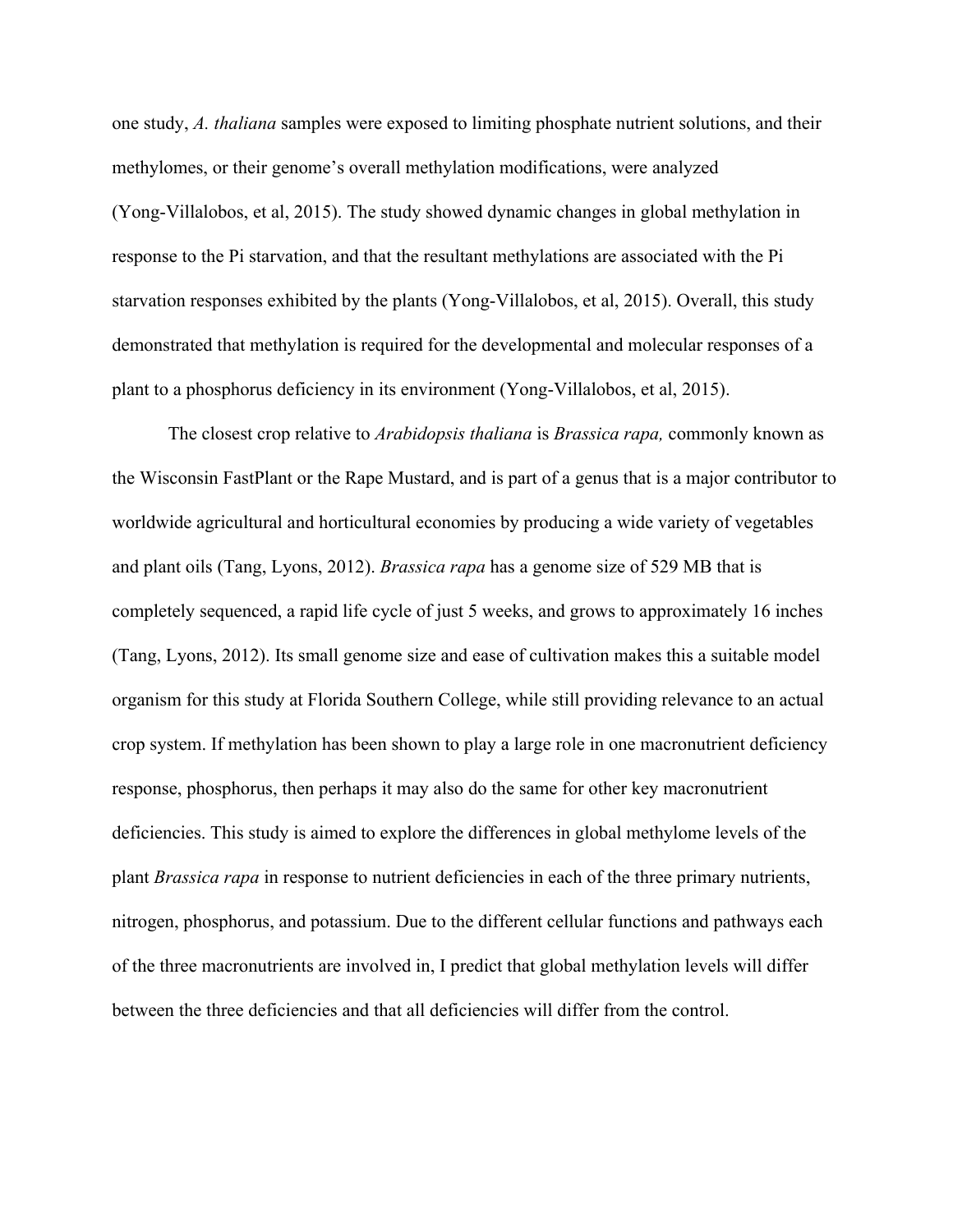one study, *A. thaliana* samples were exposed to limiting phosphate nutrient solutions, and their methylomes, or their genome's overall methylation modifications, were analyzed (Yong-Villalobos, et al, 2015). The study showed dynamic changes in global methylation in response to the Pi starvation, and that the resultant methylations are associated with the Pi starvation responses exhibited by the plants (Yong-Villalobos, et al, 2015). Overall, this study demonstrated that methylation is required for the developmental and molecular responses of a plant to a phosphorus deficiency in its environment (Yong-Villalobos, et al, 2015).

The closest crop relative to *Arabidopsis thaliana* is *Brassica rapa,* commonly known as the Wisconsin FastPlant or the Rape Mustard, and is part of a genus that is a major contributor to worldwide agricultural and horticultural economies by producing a wide variety of vegetables and plant oils (Tang, Lyons, 2012). *Brassica rapa* has a genome size of 529 MB that is completely sequenced, a rapid life cycle of just 5 weeks, and grows to approximately 16 inches (Tang, Lyons, 2012). Its small genome size and ease of cultivation makes this a suitable model organism for this study at Florida Southern College, while still providing relevance to an actual crop system. If methylation has been shown to play a large role in one macronutrient deficiency response, phosphorus, then perhaps it may also do the same for other key macronutrient deficiencies. This study is aimed to explore the differences in global methylome levels of the plant *Brassica rapa* in response to nutrient deficiencies in each of the three primary nutrients, nitrogen, phosphorus, and potassium. Due to the different cellular functions and pathways each of the three macronutrients are involved in, I predict that global methylation levels will differ between the three deficiencies and that all deficiencies will differ from the control.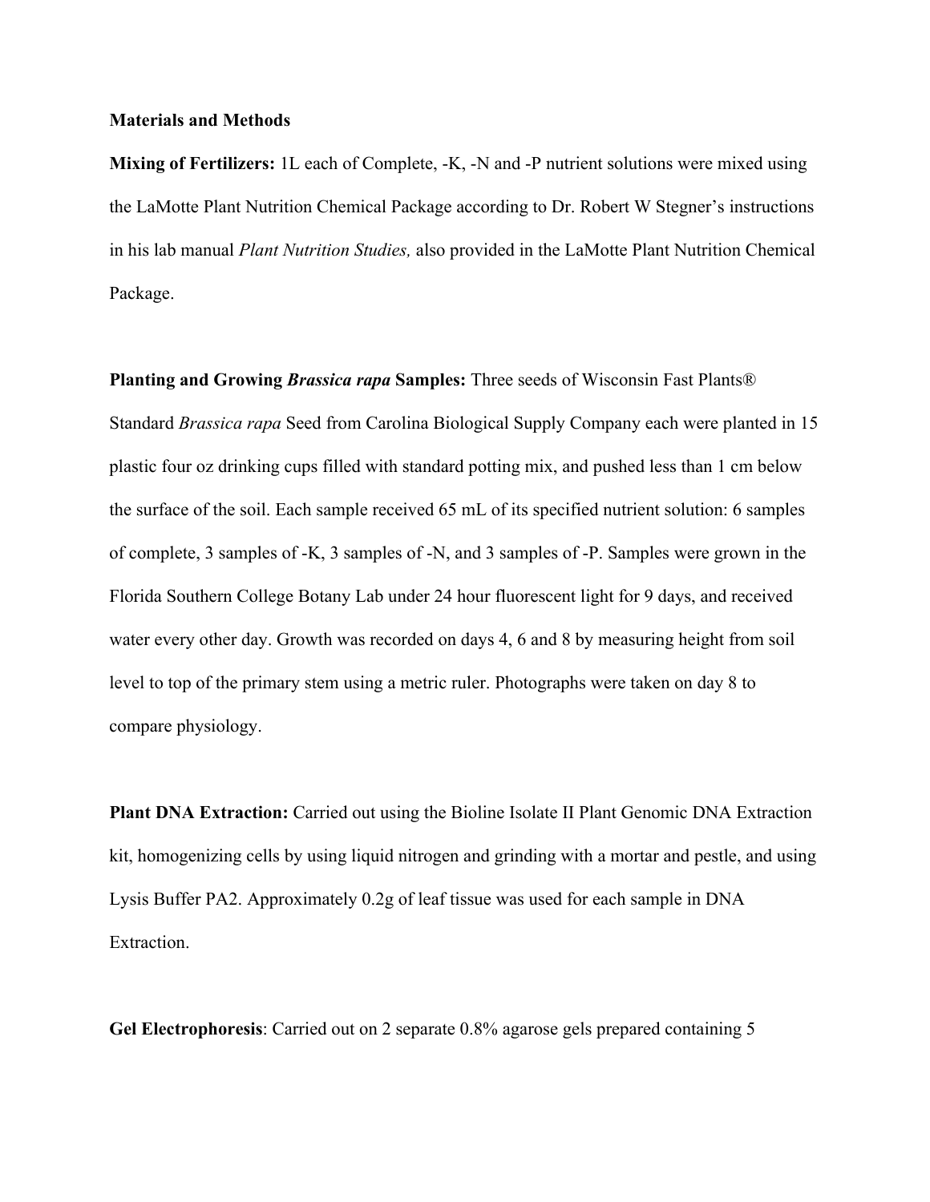**Materials and Methods**

**Mixing of Fertilizers:** 1L each of Complete, -K, -N and -P nutrient solutions were mixed using the LaMotte Plant Nutrition Chemical Package according to Dr. Robert W Stegner's instructions in his lab manual *Plant Nutrition Studies,* also provided in the LaMotte Plant Nutrition Chemical Package.

**Planting and Growing *Brassica rapa* Samples:** Three seeds of Wisconsin Fast Plants® Standard *Brassica rapa* Seed from Carolina Biological Supply Company each were planted in 15 plastic four oz drinking cups filled with standard potting mix, and pushed less than 1 cm below the surface of the soil. Each sample received 65 mL of its specified nutrient solution: 6 samples of complete, 3 samples of -K, 3 samples of -N, and 3 samples of -P. Samples were grown in the Florida Southern College Botany Lab under 24 hour fluorescent light for 9 days, and received water every other day. Growth was recorded on days 4, 6 and 8 by measuring height from soil level to top of the primary stem using a metric ruler. Photographs were taken on day 8 to compare physiology.

**Plant DNA Extraction:** Carried out using the Bioline Isolate II Plant Genomic DNA Extraction kit, homogenizing cells by using liquid nitrogen and grinding with a mortar and pestle, and using Lysis Buffer PA2. Approximately 0.2g of leaf tissue was used for each sample in DNA Extraction.

**Gel Electrophoresis**: Carried out on 2 separate 0.8% agarose gels prepared containing 5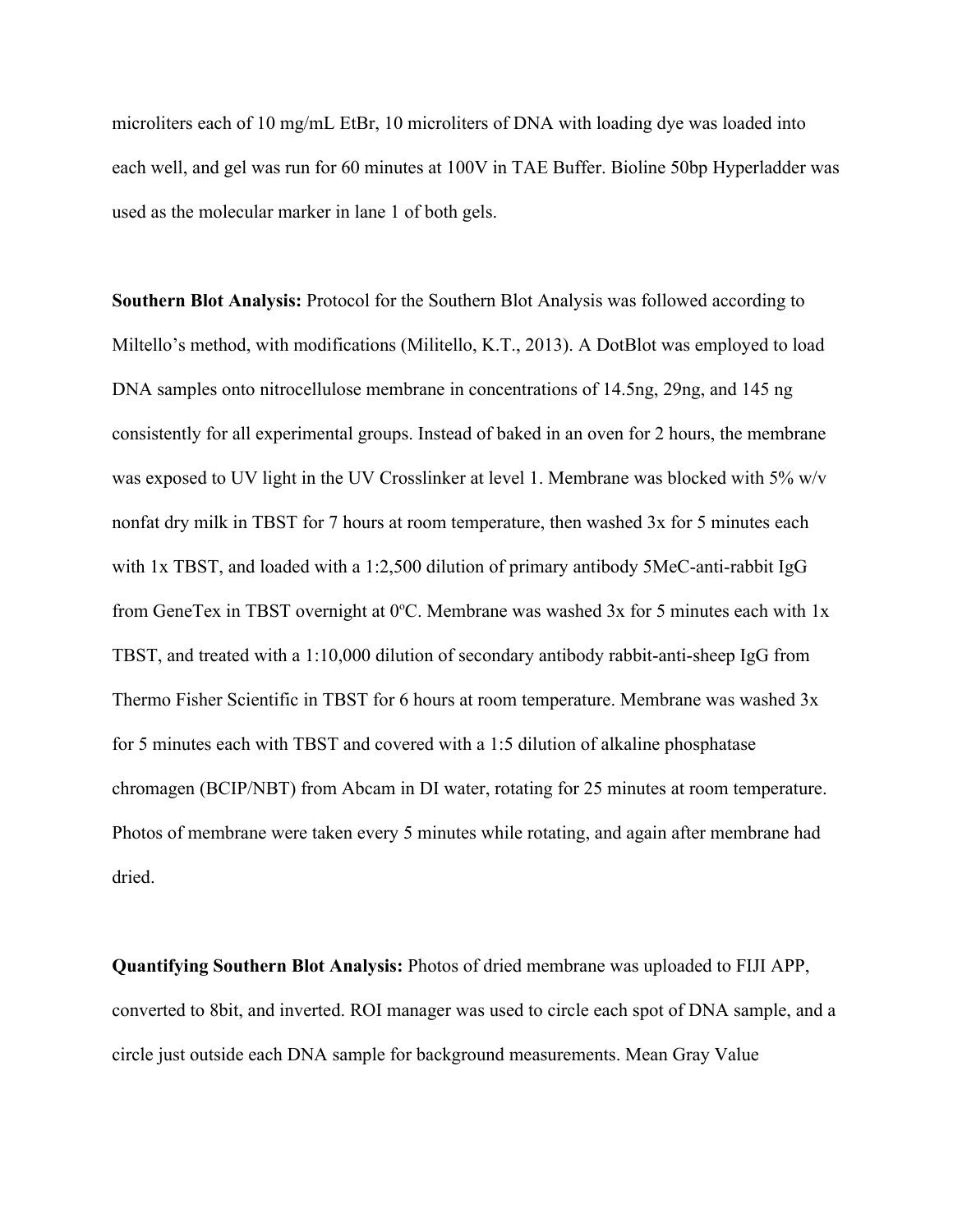microliters each of 10 mg/mL EtBr, 10 microliters of DNA with loading dye was loaded into each well, and gel was run for 60 minutes at 100V in TAE Buffer. Bioline 50bp Hyperladder was used as the molecular marker in lane 1 of both gels.

**Southern Blot Analysis:** Protocol for the Southern Blot Analysis was followed according to Miltello's method, with modifications (Militello, K.T., 2013). A DotBlot was employed to load DNA samples onto nitrocellulose membrane in concentrations of 14.5ng, 29ng, and 145 ng consistently for all experimental groups. Instead of baked in an oven for 2 hours, the membrane was exposed to UV light in the UV Crosslinker at level 1. Membrane was blocked with 5% w/v nonfat dry milk in TBST for 7 hours at room temperature, then washed 3x for 5 minutes each with 1x TBST, and loaded with a 1:2,500 dilution of primary antibody 5MeC-anti-rabbit IgG from GeneTex in TBST overnight at 0ºC. Membrane was washed 3x for 5 minutes each with 1x TBST, and treated with a 1:10,000 dilution of secondary antibody rabbit-anti-sheep IgG from Thermo Fisher Scientific in TBST for 6 hours at room temperature. Membrane was washed 3x for 5 minutes each with TBST and covered with a 1:5 dilution of alkaline phosphatase chromagen (BCIP/NBT) from Abcam in DI water, rotating for 25 minutes at room temperature. Photos of membrane were taken every 5 minutes while rotating, and again after membrane had dried.

**Quantifying Southern Blot Analysis:** Photos of dried membrane was uploaded to FIJI APP, converted to 8bit, and inverted. ROI manager was used to circle each spot of DNA sample, and a circle just outside each DNA sample for background measurements. Mean Gray Value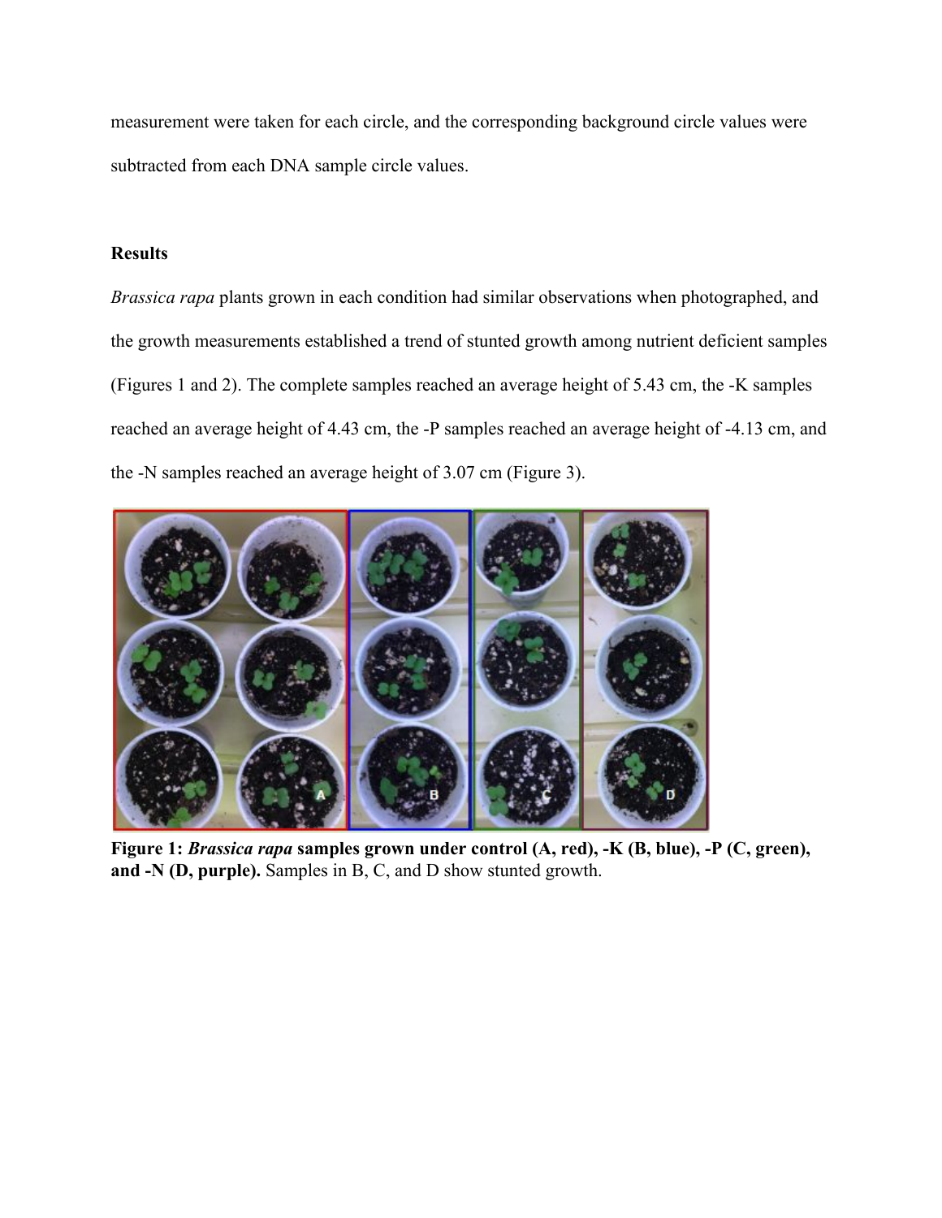measurement were taken for each circle, and the corresponding background circle values were subtracted from each DNA sample circle values.

## Results

*Brassica rapa* plants grown in each condition had similar observations when photographed, and the growth measurements established a trend of stunted growth among nutrient deficient samples (Figures 1 and 2). The complete samples reached an average height of 5.43 cm, the -K samples reached an average height of 4.43 cm, the -P samples reached an average height of -4.13 cm, and the -N samples reached an average height of 3.07 cm (Figure 3).

**Figure 1: *Brassica rapa* samples grown under control (A, red), -K (B, blue), -P (C, green), and -N (D, purple).** Samples in B, C, and D show stunted growth.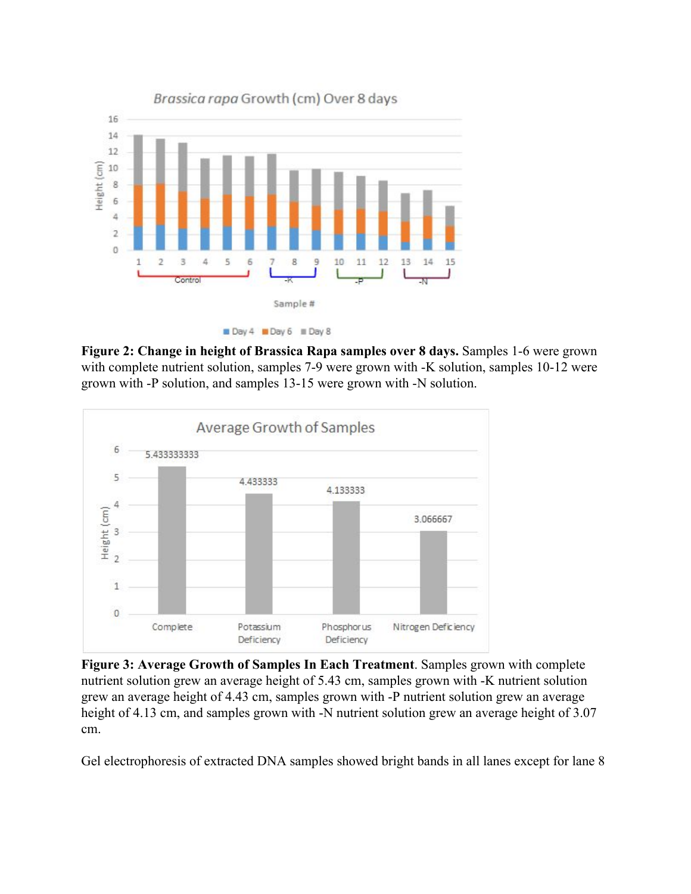**Figure 2: Change in height of Brassica Rapa samples over 8 days.** Samples 1-6 were grown with complete nutrient solution, samples 7-9 were grown with -K solution, samples 10-12 were grown with -P solution, and samples 13-15 were grown with -N solution.

**Figure 3: Average Growth of Samples In Each Treatment**. Samples grown with complete nutrient solution grew an average height of 5.43 cm, samples grown with -K nutrient solution grew an average height of 4.43 cm, samples grown with -P nutrient solution grew an average height of 4.13 cm, and samples grown with -N nutrient solution grew an average height of 3.07 cm.

Gel electrophoresis of extracted DNA samples showed bright bands in all lanes except for lane 8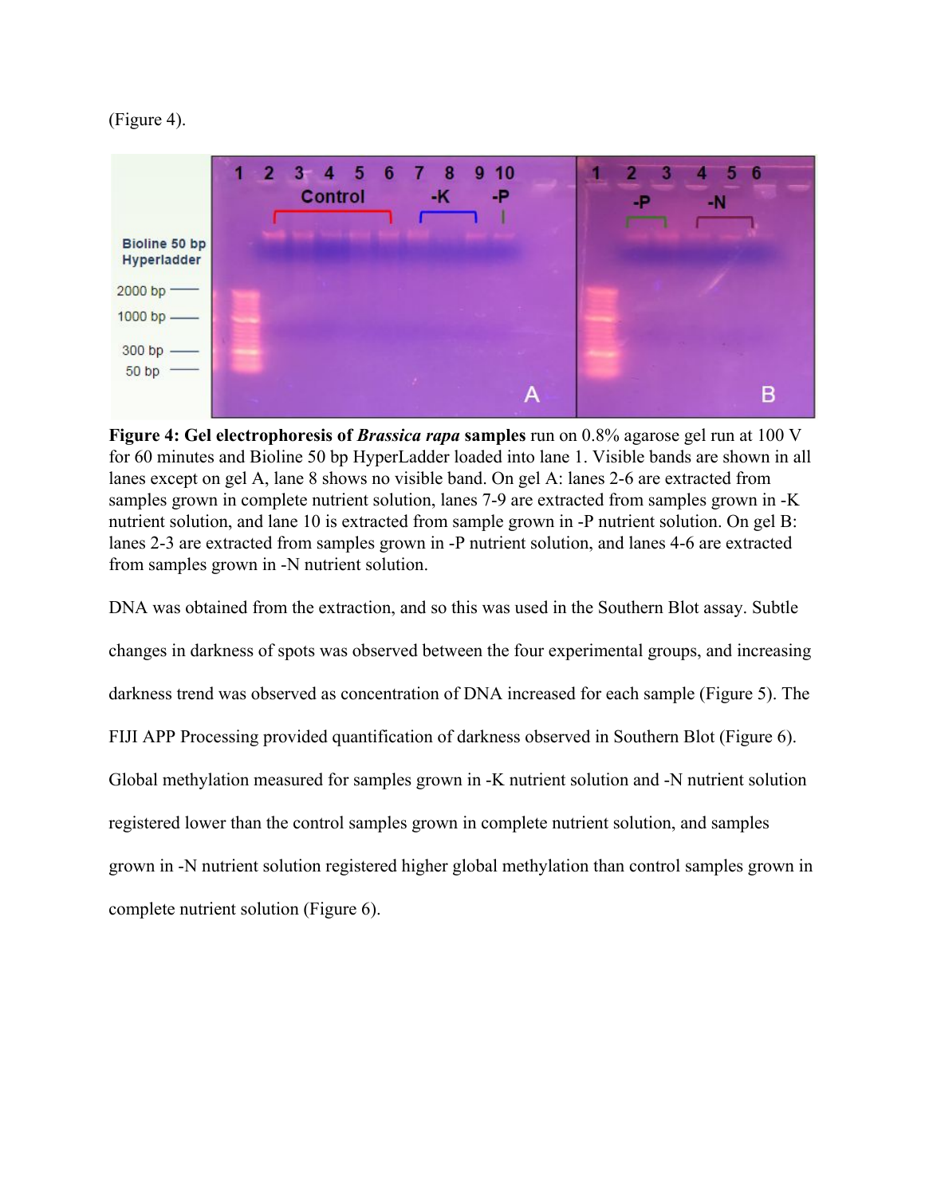(Figure 4).

**Figure 4: Gel electrophoresis of *Brassica rapa* samples** run on 0.8% agarose gel run at 100 V for 60 minutes and Bioline 50 bp HyperLadder loaded into lane 1. Visible bands are shown in all lanes except on gel A, lane 8 shows no visible band. On gel A: lanes 2-6 are extracted from samples grown in complete nutrient solution, lanes 7-9 are extracted from samples grown in -K nutrient solution, and lane 10 is extracted from sample grown in -P nutrient solution. On gel B: lanes 2-3 are extracted from samples grown in -P nutrient solution, and lanes 4-6 are extracted from samples grown in -N nutrient solution.

DNA was obtained from the extraction, and so this was used in the Southern Blot assay. Subtle changes in darkness of spots was observed between the four experimental groups, and increasing darkness trend was observed as concentration of DNA increased for each sample (Figure 5). The FIJI APP Processing provided quantification of darkness observed in Southern Blot (Figure 6). Global methylation measured for samples grown in -K nutrient solution and -N nutrient solution registered lower than the control samples grown in complete nutrient solution, and samples grown in -N nutrient solution registered higher global methylation than control samples grown in complete nutrient solution (Figure 6).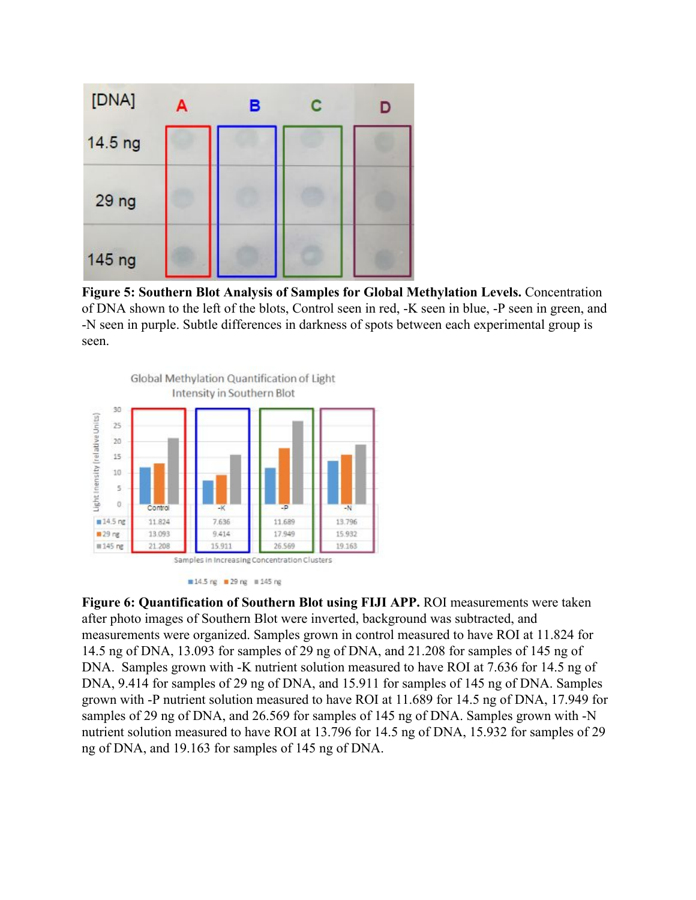**Figure 5: Southern Blot Analysis of Samples for Global Methylation Levels.** Concentration of DNA shown to the left of the blots, Control seen in red, -K seen in blue, -P seen in green, and -N seen in purple. Subtle differences in darkness of spots between each experimental group is seen.

**Figure 6: Quantification of Southern Blot using FIJI APP.** ROI measurements were taken after photo images of Southern Blot were inverted, background was subtracted, and measurements were organized. Samples grown in control measured to have ROI at 11.824 for 14.5 ng of DNA, 13.093 for samples of 29 ng of DNA, and 21.208 for samples of 145 ng of DNA. Samples grown with -K nutrient solution measured to have ROI at 7.636 for 14.5 ng of DNA, 9.414 for samples of 29 ng of DNA, and 15.911 for samples of 145 ng of DNA. Samples grown with -P nutrient solution measured to have ROI at 11.689 for 14.5 ng of DNA, 17.949 for samples of 29 ng of DNA, and 26.569 for samples of 145 ng of DNA. Samples grown with -N nutrient solution measured to have ROI at 13.796 for 14.5 ng of DNA, 15.932 for samples of 29 ng of DNA, and 19.163 for samples of 145 ng of DNA.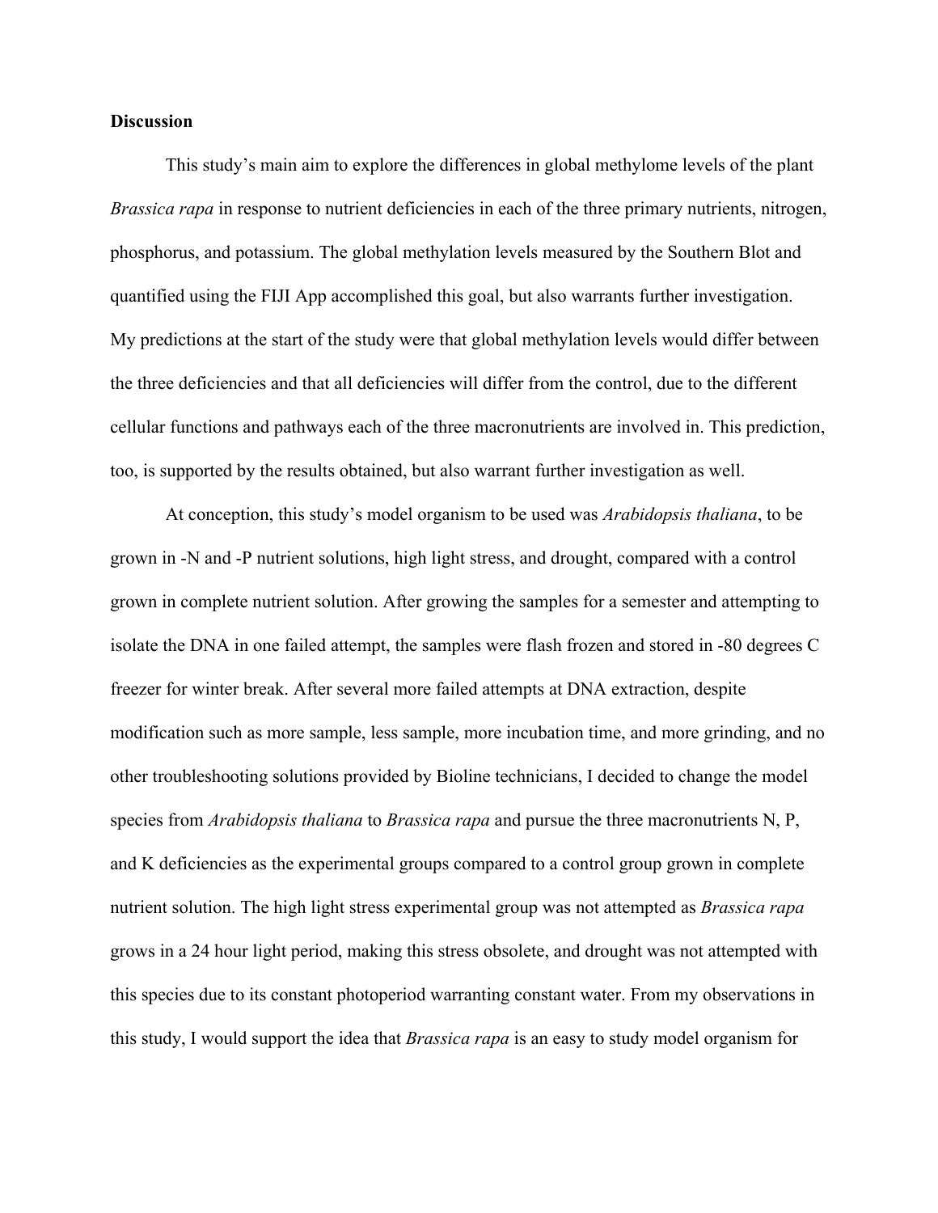**Discussion**

This study's main aim to explore the differences in global methylome levels of the plant *Brassica rapa* in response to nutrient deficiencies in each of the three primary nutrients, nitrogen, phosphorus, and potassium. The global methylation levels measured by the Southern Blot and quantified using the FIJI App accomplished this goal, but also warrants further investigation. My predictions at the start of the study were that global methylation levels would differ between the three deficiencies and that all deficiencies will differ from the control, due to the different cellular functions and pathways each of the three macronutrients are involved in. This prediction, too, is supported by the results obtained, but also warrant further investigation as well.

At conception, this study's model organism to be used was *Arabidopsis thaliana*, to be grown in -N and -P nutrient solutions, high light stress, and drought, compared with a control grown in complete nutrient solution. After growing the samples for a semester and attempting to isolate the DNA in one failed attempt, the samples were flash frozen and stored in -80 degrees C freezer for winter break. After several more failed attempts at DNA extraction, despite modification such as more sample, less sample, more incubation time, and more grinding, and no other troubleshooting solutions provided by Bioline technicians, I decided to change the model species from *Arabidopsis thaliana* to *Brassica rapa* and pursue the three macronutrients N, P, and K deficiencies as the experimental groups compared to a control group grown in complete nutrient solution. The high light stress experimental group was not attempted as *Brassica rapa* grows in a 24 hour light period, making this stress obsolete, and drought was not attempted with this species due to its constant photoperiod warranting constant water. From my observations in this study, I would support the idea that *Brassica rapa* is an easy to study model organism for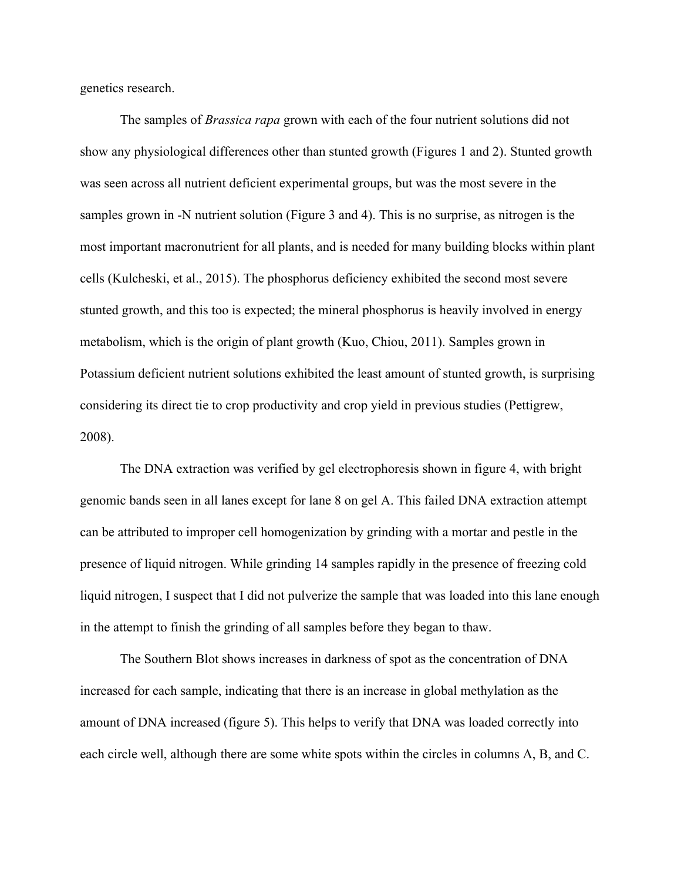genetics research.

The samples of *Brassica rapa* grown with each of the four nutrient solutions did not show any physiological differences other than stunted growth (Figures 1 and 2). Stunted growth was seen across all nutrient deficient experimental groups, but was the most severe in the samples grown in -N nutrient solution (Figure 3 and 4). This is no surprise, as nitrogen is the most important macronutrient for all plants, and is needed for many building blocks within plant cells (Kulcheski, et al., 2015). The phosphorus deficiency exhibited the second most severe stunted growth, and this too is expected; the mineral phosphorus is heavily involved in energy metabolism, which is the origin of plant growth (Kuo, Chiou, 2011). Samples grown in Potassium deficient nutrient solutions exhibited the least amount of stunted growth, is surprising considering its direct tie to crop productivity and crop yield in previous studies (Pettigrew, 2008).

The DNA extraction was verified by gel electrophoresis shown in figure 4, with bright genomic bands seen in all lanes except for lane 8 on gel A. This failed DNA extraction attempt can be attributed to improper cell homogenization by grinding with a mortar and pestle in the presence of liquid nitrogen. While grinding 14 samples rapidly in the presence of freezing cold liquid nitrogen, I suspect that I did not pulverize the sample that was loaded into this lane enough in the attempt to finish the grinding of all samples before they began to thaw.

The Southern Blot shows increases in darkness of spot as the concentration of DNA increased for each sample, indicating that there is an increase in global methylation as the amount of DNA increased (figure 5). This helps to verify that DNA was loaded correctly into each circle well, although there are some white spots within the circles in columns A, B, and C.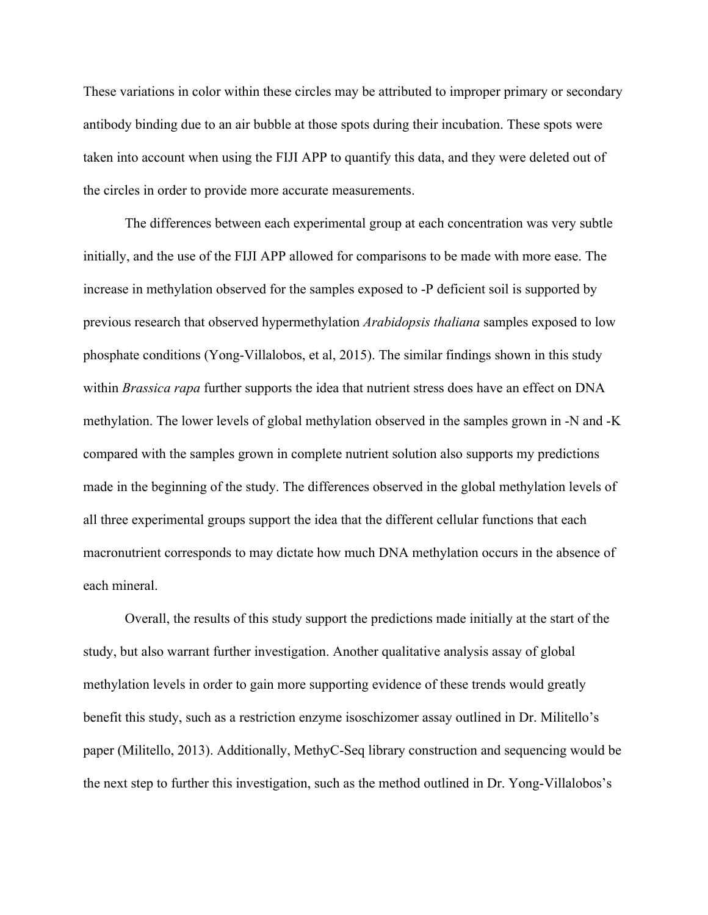These variations in color within these circles may be attributed to improper primary or secondary antibody binding due to an air bubble at those spots during their incubation. These spots were taken into account when using the FIJI APP to quantify this data, and they were deleted out of the circles in order to provide more accurate measurements.

The differences between each experimental group at each concentration was very subtle initially, and the use of the FIJI APP allowed for comparisons to be made with more ease. The increase in methylation observed for the samples exposed to -P deficient soil is supported by previous research that observed hypermethylation *Arabidopsis thaliana* samples exposed to low phosphate conditions (Yong-Villalobos, et al, 2015). The similar findings shown in this study within *Brassica rapa* further supports the idea that nutrient stress does have an effect on DNA methylation. The lower levels of global methylation observed in the samples grown in -N and -K compared with the samples grown in complete nutrient solution also supports my predictions made in the beginning of the study. The differences observed in the global methylation levels of all three experimental groups support the idea that the different cellular functions that each macronutrient corresponds to may dictate how much DNA methylation occurs in the absence of each mineral.

Overall, the results of this study support the predictions made initially at the start of the study, but also warrant further investigation. Another qualitative analysis assay of global methylation levels in order to gain more supporting evidence of these trends would greatly benefit this study, such as a restriction enzyme isoschizomer assay outlined in Dr. Militello's paper (Militello, 2013). Additionally, MethyC-Seq library construction and sequencing would be the next step to further this investigation, such as the method outlined in Dr. Yong-Villalobos's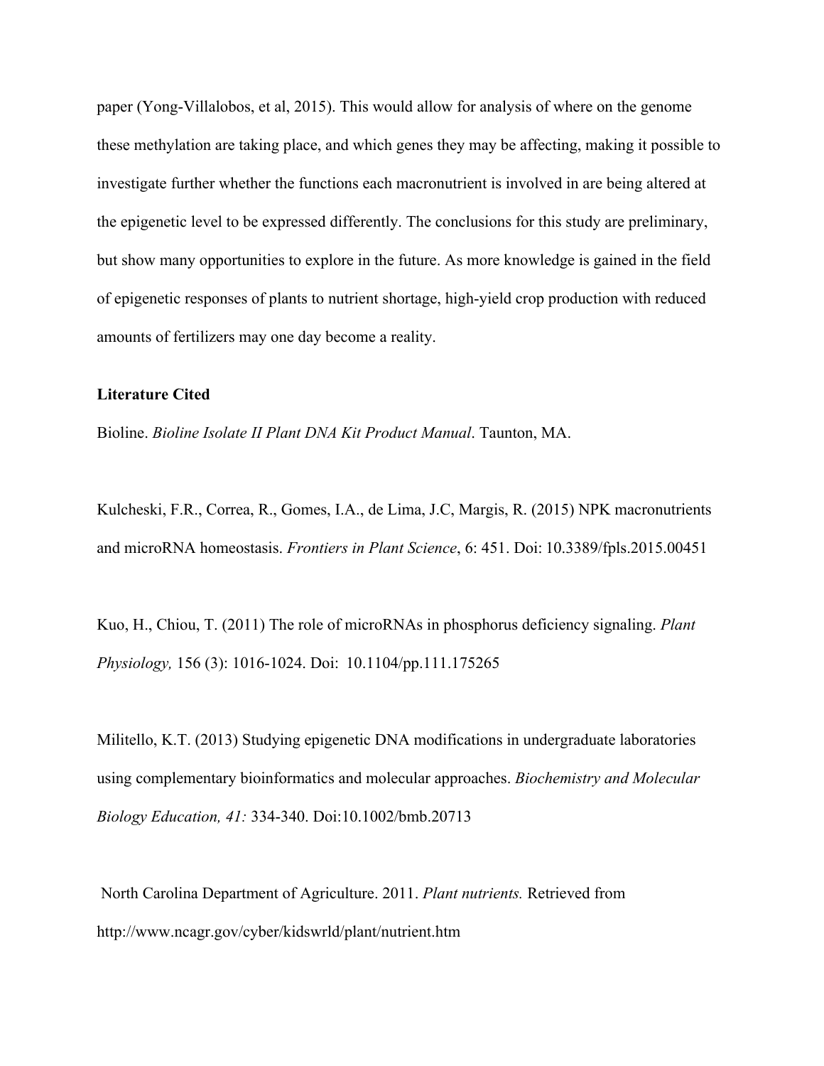paper (Yong-Villalobos, et al, 2015). This would allow for analysis of where on the genome these methylation are taking place, and which genes they may be affecting, making it possible to investigate further whether the functions each macronutrient is involved in are being altered at the epigenetic level to be expressed differently. The conclusions for this study are preliminary, but show many opportunities to explore in the future. As more knowledge is gained in the field of epigenetic responses of plants to nutrient shortage, high-yield crop production with reduced amounts of fertilizers may one day become a reality.

**Literature Cited**

Bioline. *Bioline Isolate II Plant DNA Kit Product Manual*. Taunton, MA.

Kulcheski, F.R., Correa, R., Gomes, I.A., de Lima, J.C, Margis, R. (2015) NPK macronutrients and microRNA homeostasis. *Frontiers in Plant Science*, 6: 451. Doi: 10.3389/fpls.2015.00451

Kuo, H., Chiou, T. (2011) The role of microRNAs in phosphorus deficiency signaling. *Plant Physiology,* 156 (3): 1016-1024. Doi: 10.1104/pp.111.175265

Militello, K.T. (2013) Studying epigenetic DNA modifications in undergraduate laboratories using complementary bioinformatics and molecular approaches. *Biochemistry and Molecular Biology Education, 41:* 334-340. Doi:10.1002/bmb.20713

North Carolina Department of Agriculture. 2011. *Plant nutrients.* Retrieved from http://www.ncagr.gov/cyber/kidswrld/plant/nutrient.htm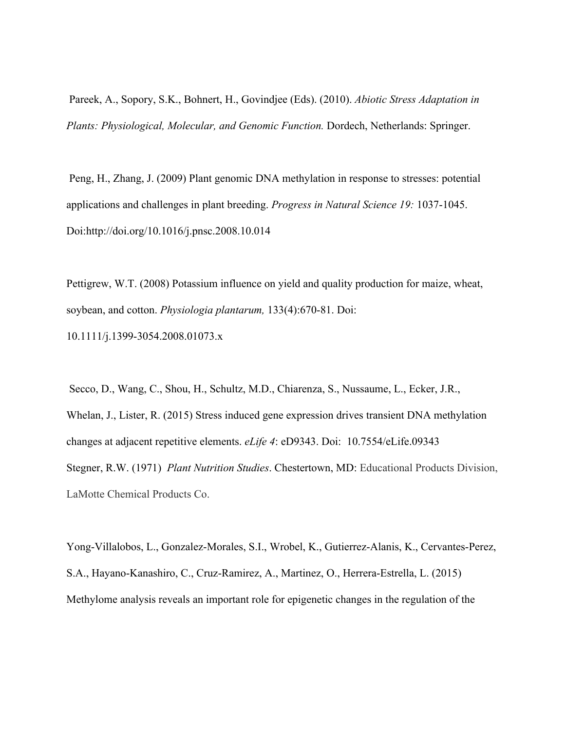Pareek, A., Sopory, S.K., Bohnert, H., Govindjee (Eds). (2010). *Abiotic Stress Adaptation in Plants: Physiological, Molecular, and Genomic Function.* Dordech, Netherlands: Springer.

Peng, H., Zhang, J. (2009) Plant genomic DNA methylation in response to stresses: potential applications and challenges in plant breeding. *Progress in Natural Science 19:* 1037-1045. Doi:http://doi.org/10.1016/j.pnsc.2008.10.014

Pettigrew, W.T. (2008) Potassium influence on yield and quality production for maize, wheat, soybean, and cotton. *Physiologia plantarum,* 133(4):670-81. Doi: 10.1111/j.1399-3054.2008.01073.x

Secco, D., Wang, C., Shou, H., Schultz, M.D., Chiarenza, S., Nussaume, L., Ecker, J.R., Whelan, J., Lister, R. (2015) Stress induced gene expression drives transient DNA methylation changes at adjacent repetitive elements. *eLife 4*: eD9343. Doi: 10.7554/eLife.09343

Stegner, R.W. (1971) *Plant Nutrition Studies*. Chestertown, MD: Educational Products Division, LaMotte Chemical Products Co.

Yong-Villalobos, L., Gonzalez-Morales, S.I., Wrobel, K., Gutierrez-Alanis, K., Cervantes-Perez, S.A., Hayano-Kanashiro, C., Cruz-Ramirez, A., Martinez, O., Herrera-Estrella, L. (2015) Methylome analysis reveals an important role for epigenetic changes in the regulation of the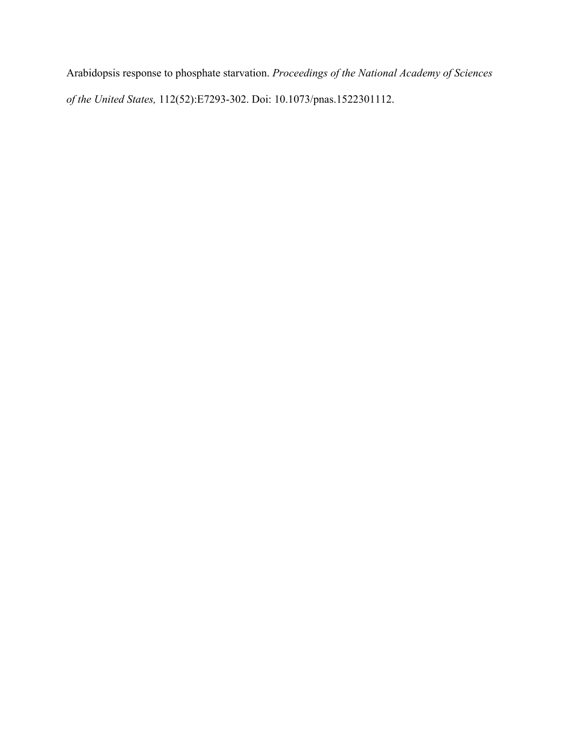Arabidopsis response to phosphate starvation. *Proceedings of the National Academy of Sciences of the United States,* 112(52):E7293-302. Doi: 10.1073/pnas.1522301112.